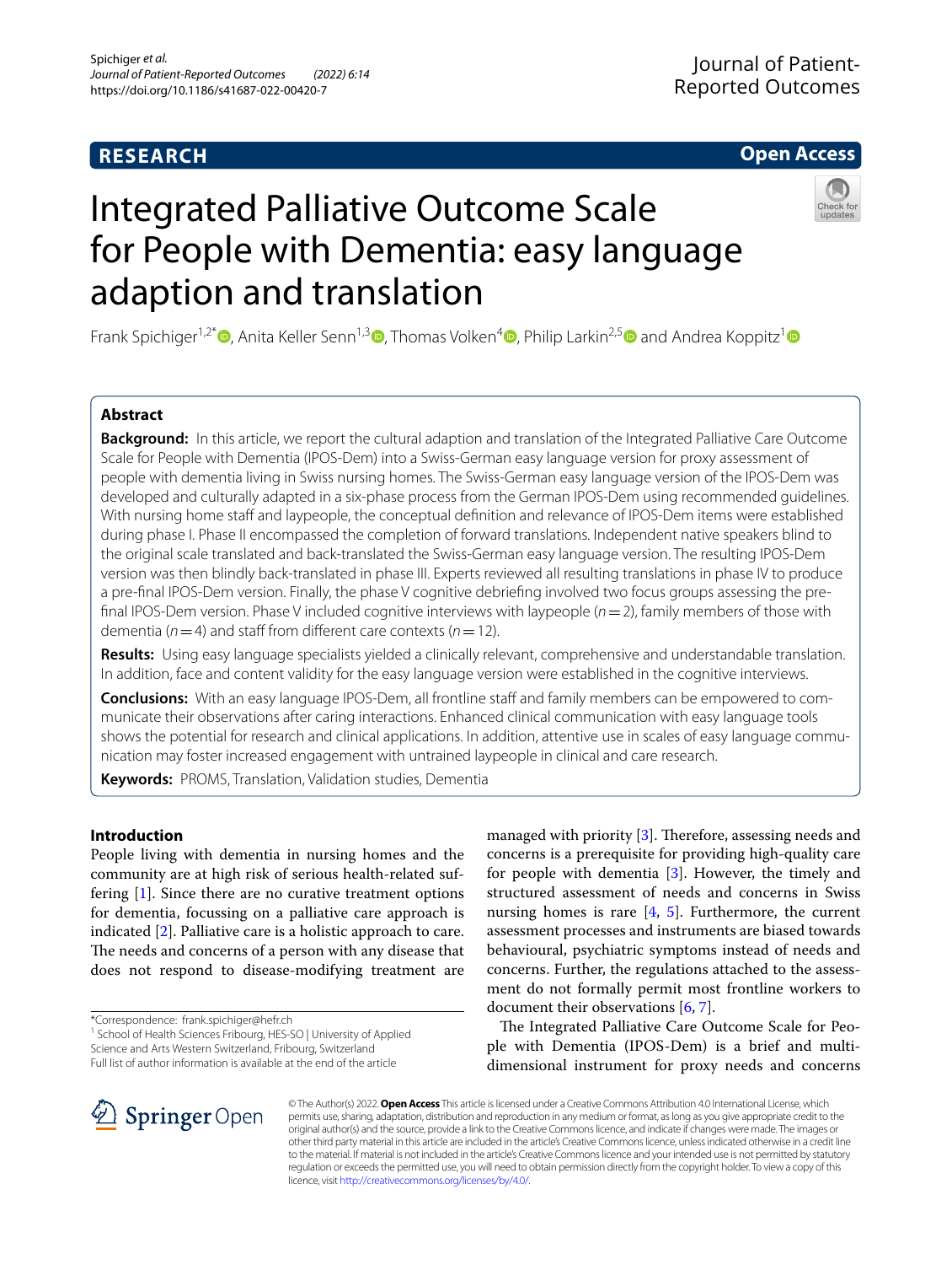**RESEARCH** **Open Access**

# Integrated Palliative Outcome Scale for People with Dementia: easy language adaption and translation

Frank Spichiger[1,2*], Anita Keller Senn[1,3], Thomas Volken[4], Philip Larkin[2,5] and Andrea Koppitz[1]

## Abstract

**Background:** In this article, we report the cultural adaption and translation of the Integrated Palliative Care Outcome Scale for People with Dementia (IPOS-Dem) into a Swiss-German easy language version for proxy assessment of people with dementia living in Swiss nursing homes. The Swiss-German easy language version of the IPOS-Dem was developed and culturally adapted in a six-phase process from the German IPOS-Dem using recommended guidelines. With nursing home staff and laypeople, the conceptual definition and relevance of IPOS-Dem items were established during phase I. Phase II encompassed the completion of forward translations. Independent native speakers blind to the original scale translated and back-translated the Swiss-German easy language version. The resulting IPOS-Dem version was then blindly back-translated in phase III. Experts reviewed all resulting translations in phase IV to produce a pre-final IPOS-Dem version. Finally, the phase V cognitive debriefing involved two focus groups assessing the pre-final IPOS-Dem version. Phase V included cognitive interviews with laypeople ($n = 2$), family members of those with dementia ($n = 4$) and staff from different care contexts ($n = 12$).

**Results:** Using easy language specialists yielded a clinically relevant, comprehensive and understandable translation. In addition, face and content validity for the easy language version were established in the cognitive interviews.

**Conclusions:** With an easy language IPOS-Dem, all frontline staff and family members can be empowered to communicate their observations after caring interactions. Enhanced clinical communication with easy language tools shows the potential for research and clinical applications. In addition, attentive use in scales of easy language communication may foster increased engagement with untrained laypeople in clinical and care research.

**Keywords:** PROMS, Translation, Validation studies, Dementia

## Introduction

People living with dementia in nursing homes and the community are at high risk of serious health-related suffering [1]. Since there are no curative treatment options for dementia, focussing on a palliative care approach is indicated [2]. Palliative care is a holistic approach to care. The needs and concerns of a person with any disease that does not respond to disease-modifying treatment are managed with priority [3]. Therefore, assessing needs and concerns is a prerequisite for providing high-quality care for people with dementia [3]. However, the timely and structured assessment of needs and concerns in Swiss nursing homes is rare [4, 5]. Furthermore, the current assessment processes and instruments are biased towards behavioural, psychiatric symptoms instead of needs and concerns. Further, the regulations attached to the assessment do not formally permit most frontline workers to document their observations [6, 7].

The Integrated Palliative Care Outcome Scale for People with Dementia (IPOS-Dem) is a brief and multidimensional instrument for proxy needs and concerns

*Correspondence: frank.spichiger@hefr.ch
[1] School of Health Sciences Fribourg, HES-SO | University of Applied Science and Arts Western Switzerland, Fribourg, Switzerland
Full list of author information is available at the end of the article

© The Author(s) 2022. **Open Access** This article is licensed under a Creative Commons Attribution 4.0 International License, which permits use, sharing, adaptation, distribution and reproduction in any medium or format, as long as you give appropriate credit to the original author(s) and the source, provide a link to the Creative Commons licence, and indicate if changes were made. The images or other third party material in this article are included in the article's Creative Commons licence, unless indicated otherwise in a credit line to the material. If material is not included in the article's Creative Commons licence and your intended use is not permitted by statutory regulation or exceeds the permitted use, you will need to obtain permission directly from the copyright holder. To view a copy of this licence, visit http://creativecommons.org/licenses/by/4.0/.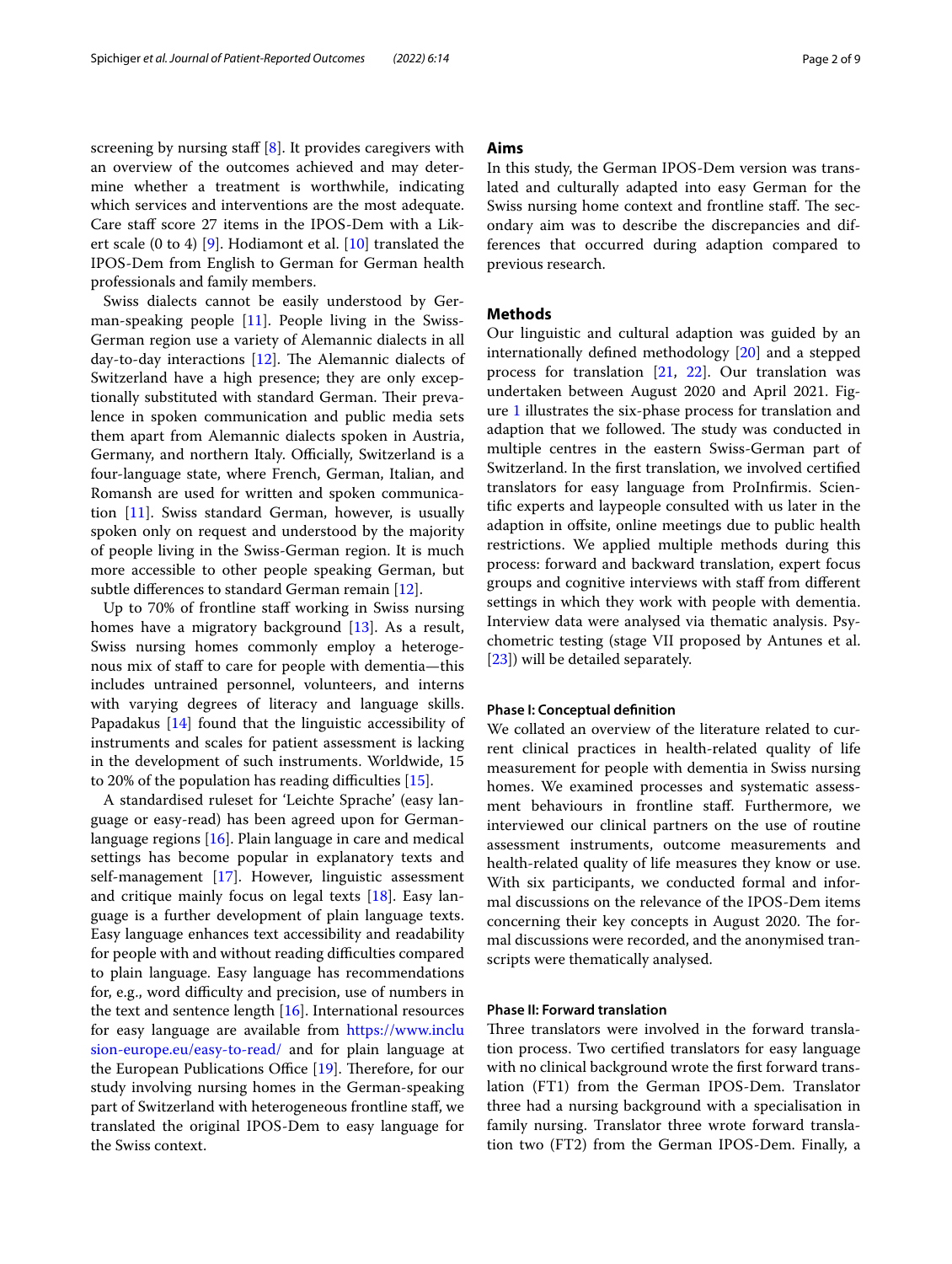screening by nursing staff [8]. It provides caregivers with an overview of the outcomes achieved and may determine whether a treatment is worthwhile, indicating which services and interventions are the most adequate. Care staff score 27 items in the IPOS-Dem with a Likert scale (0 to 4) [9]. Hodiamont et al. [10] translated the IPOS-Dem from English to German for German health professionals and family members.

Swiss dialects cannot be easily understood by German-speaking people [11]. People living in the Swiss-German region use a variety of Alemannic dialects in all day-to-day interactions [12]. The Alemannic dialects of Switzerland have a high presence; they are only exceptionally substituted with standard German. Their prevalence in spoken communication and public media sets them apart from Alemannic dialects spoken in Austria, Germany, and northern Italy. Officially, Switzerland is a four-language state, where French, German, Italian, and Romansh are used for written and spoken communication [11]. Swiss standard German, however, is usually spoken only on request and understood by the majority of people living in the Swiss-German region. It is much more accessible to other people speaking German, but subtle differences to standard German remain [12].

Up to 70% of frontline staff working in Swiss nursing homes have a migratory background [13]. As a result, Swiss nursing homes commonly employ a heterogeneous mix of staff to care for people with dementia—this includes untrained personnel, volunteers, and interns with varying degrees of literacy and language skills. Papadakus [14] found that the linguistic accessibility of instruments and scales for patient assessment is lacking in the development of such instruments. Worldwide, 15 to 20% of the population has reading difficulties [15].

A standardised ruleset for 'Leichte Sprache' (easy language or easy-read) has been agreed upon for German-language regions [16]. Plain language in care and medical settings has become popular in explanatory texts and self-management [17]. However, linguistic assessment and critique mainly focus on legal texts [18]. Easy language is a further development of plain language texts. Easy language enhances text accessibility and readability for people with and without reading difficulties compared to plain language. Easy language has recommendations for, e.g., word difficulty and precision, use of numbers in the text and sentence length [16]. International resources for easy language are available from https://www.inclusion-europe.eu/easy-to-read/ and for plain language at the European Publications Office [19]. Therefore, for our study involving nursing homes in the German-speaking part of Switzerland with heterogeneous frontline staff, we translated the original IPOS-Dem to easy language for the Swiss context.

## Aims

In this study, the German IPOS-Dem version was translated and culturally adapted into easy German for the Swiss nursing home context and frontline staff. The secondary aim was to describe the discrepancies and differences that occurred during adaption compared to previous research.

## Methods

Our linguistic and cultural adaption was guided by an internationally defined methodology [20] and a stepped process for translation [21, 22]. Our translation was undertaken between August 2020 and April 2021. Figure 1 illustrates the six-phase process for translation and adaption that we followed. The study was conducted in multiple centres in the eastern Swiss-German part of Switzerland. In the first translation, we involved certified translators for easy language from ProInfirmis. Scientific experts and laypeople consulted with us later in the adaption in offsite, online meetings due to public health restrictions. We applied multiple methods during this process: forward and backward translation, expert focus groups and cognitive interviews with staff from different settings in which they work with people with dementia. Interview data were analysed via thematic analysis. Psychometric testing (stage VII proposed by Antunes et al. [23]) will be detailed separately.

### Phase I: Conceptual definition

We collated an overview of the literature related to current clinical practices in health-related quality of life measurement for people with dementia in Swiss nursing homes. We examined processes and systematic assessment behaviours in frontline staff. Furthermore, we interviewed our clinical partners on the use of routine assessment instruments, outcome measurements and health-related quality of life measures they know or use. With six participants, we conducted formal and informal discussions on the relevance of the IPOS-Dem items concerning their key concepts in August 2020. The formal discussions were recorded, and the anonymised transcripts were thematically analysed.

### Phase II: Forward translation

Three translators were involved in the forward translation process. Two certified translators for easy language with no clinical background wrote the first forward translation (FT1) from the German IPOS-Dem. Translator three had a nursing background with a specialisation in family nursing. Translator three wrote forward translation two (FT2) from the German IPOS-Dem. Finally, a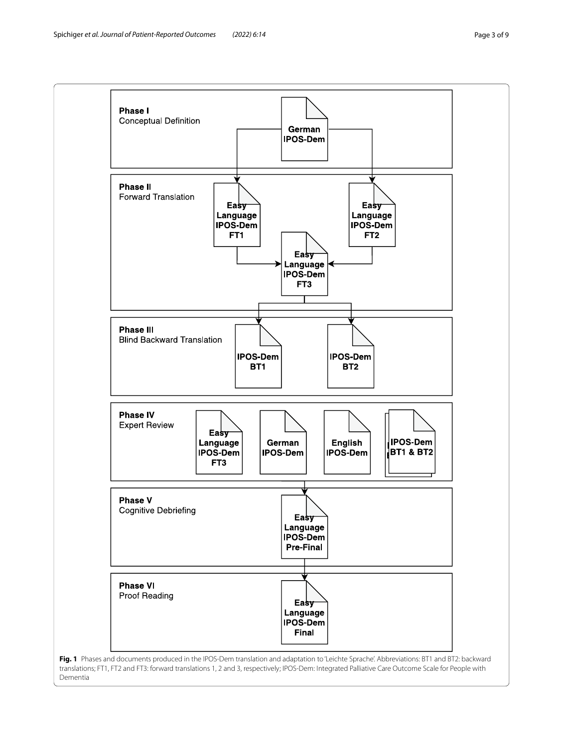**Phase I**
Conceptual Definition

German IPOS-Dem

**Phase II**
Forward Translation

Easy Language IPOS-Dem FT1

Easy Language IPOS-Dem FT2

Easy Language IPOS-Dem FT3

**Phase III**
Blind Backward Translation

IPOS-Dem BT1

IPOS-Dem BT2

**Phase IV**
Expert Review

Easy Language IPOS-Dem FT3

German IPOS-Dem

English IPOS-Dem

IPOS-Dem BT1 & BT2

**Phase V**
Cognitive Debriefing

Easy Language IPOS-Dem Pre-Final

**Phase VI**
Proof Reading

Easy Language IPOS-Dem Final

**Fig. 1** Phases and documents produced in the IPOS-Dem translation and adaptation to 'Leichte Sprache'. Abbreviations: BT1 and BT2: backward translations; FT1, FT2 and FT3: forward translations 1, 2 and 3, respectively; IPOS-Dem: Integrated Palliative Care Outcome Scale for People with Dementia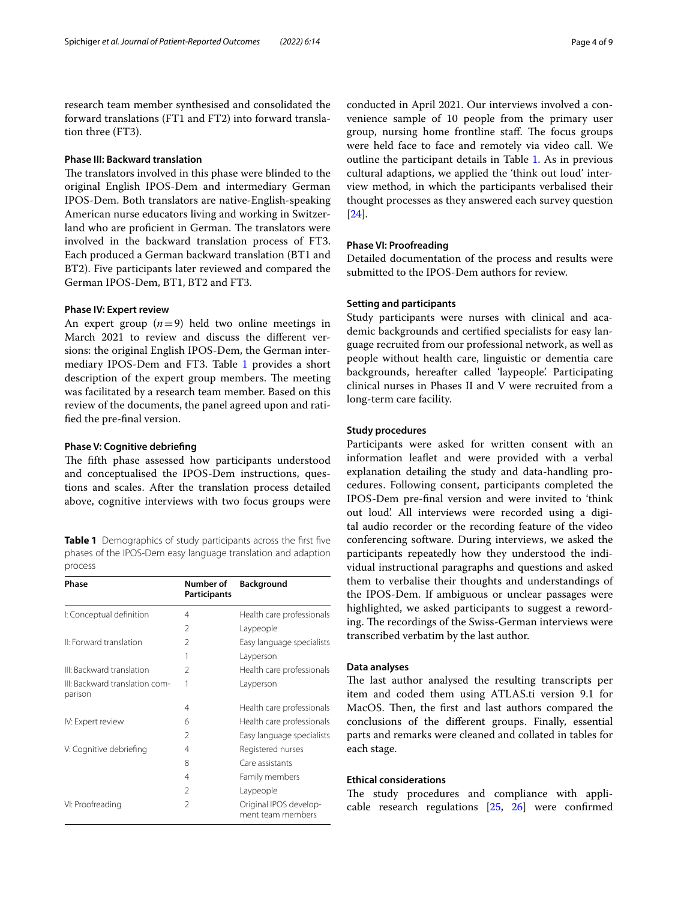research team member synthesised and consolidated the forward translations (FT1 and FT2) into forward translation three (FT3).

#### Phase III: Backward translation

The translators involved in this phase were blinded to the original English IPOS-Dem and intermediary German IPOS-Dem. Both translators are native-English-speaking American nurse educators living and working in Switzerland who are proficient in German. The translators were involved in the backward translation process of FT3. Each produced a German backward translation (BT1 and BT2). Five participants later reviewed and compared the German IPOS-Dem, BT1, BT2 and FT3.

#### Phase IV: Expert review

An expert group ($n=9$) held two online meetings in March 2021 to review and discuss the different versions: the original English IPOS-Dem, the German intermediary IPOS-Dem and FT3. Table 1 provides a short description of the expert group members. The meeting was facilitated by a research team member. Based on this review of the documents, the panel agreed upon and ratified the pre-final version.

#### Phase V: Cognitive debriefing

The fifth phase assessed how participants understood and conceptualised the IPOS-Dem instructions, questions and scales. After the translation process detailed above, cognitive interviews with two focus groups were conducted in April 2021. Our interviews involved a convenience sample of 10 people from the primary user group, nursing home frontline staff. The focus groups were held face to face and remotely via video call. We outline the participant details in Table 1. As in previous cultural adaptions, we applied the 'think out loud' interview method, in which the participants verbalised their thought processes as they answered each survey question [24].

**Table 1** Demographics of study participants across the first five phases of the IPOS-Dem easy language translation and adaption process

| Phase | Number of Participants | Background |
|---|---|---|
| I: Conceptual definition | 4 | Health care professionals |
| | 2 | Laypeople |
| II: Forward translation | 2 | Easy language specialists |
| | 1 | Layperson |
| III: Backward translation | 2 | Health care professionals |
| III: Backward translation comparison | 1 | Layperson |
| | 4 | Health care professionals |
| IV: Expert review | 6 | Health care professionals |
| | 2 | Easy language specialists |
| V: Cognitive debriefing | 4 | Registered nurses |
| | 8 | Care assistants |
| | 4 | Family members |
| | 2 | Laypeople |
| VI: Proofreading | 2 | Original IPOS development team members |

#### Phase VI: Proofreading

Detailed documentation of the process and results were submitted to the IPOS-Dem authors for review.

### Setting and participants

Study participants were nurses with clinical and academic backgrounds and certified specialists for easy language recruited from our professional network, as well as people without health care, linguistic or dementia care backgrounds, hereafter called 'laypeople'. Participating clinical nurses in Phases II and V were recruited from a long-term care facility.

### Study procedures

Participants were asked for written consent with an information leaflet and were provided with a verbal explanation detailing the study and data-handling procedures. Following consent, participants completed the IPOS-Dem pre-final version and were invited to 'think out loud'. All interviews were recorded using a digital audio recorder or the recording feature of the video conferencing software. During interviews, we asked the participants repeatedly how they understood the individual instructional paragraphs and questions and asked them to verbalise their thoughts and understandings of the IPOS-Dem. If ambiguous or unclear passages were highlighted, we asked participants to suggest a rewording. The recordings of the Swiss-German interviews were transcribed verbatim by the last author.

### Data analyses

The last author analysed the resulting transcripts per item and coded them using ATLAS.ti version 9.1 for MacOS. Then, the first and last authors compared the conclusions of the different groups. Finally, essential parts and remarks were cleaned and collated in tables for each stage.

### Ethical considerations

The study procedures and compliance with applicable research regulations [25, 26] were confirmed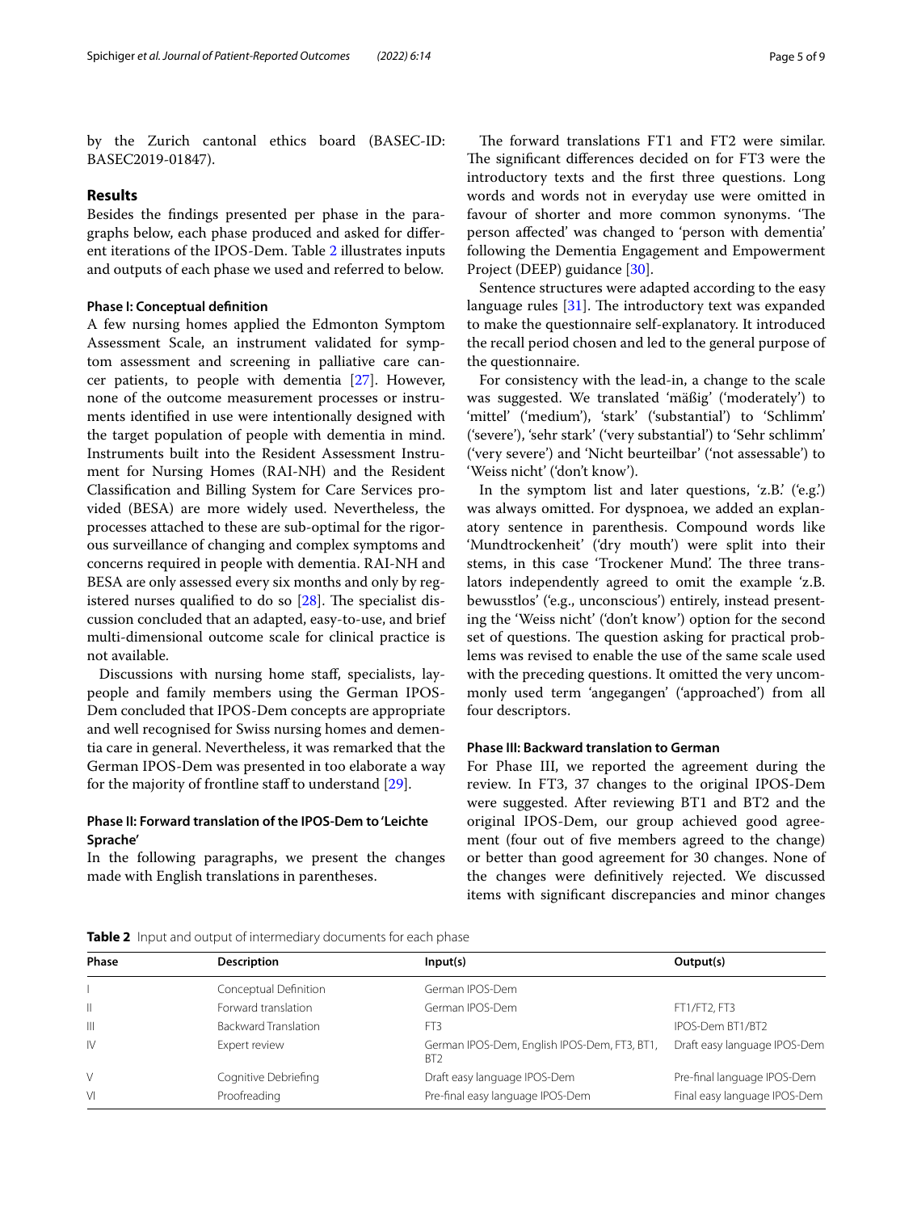by the Zurich cantonal ethics board (BASEC-ID: BASEC2019-01847).

## Results

Besides the findings presented per phase in the paragraphs below, each phase produced and asked for different iterations of the IPOS-Dem. Table 2 illustrates inputs and outputs of each phase we used and referred to below.

### Phase I: Conceptual definition

A few nursing homes applied the Edmonton Symptom Assessment Scale, an instrument validated for symptom assessment and screening in palliative care cancer patients, to people with dementia [27]. However, none of the outcome measurement processes or instruments identified in use were intentionally designed with the target population of people with dementia in mind. Instruments built into the Resident Assessment Instrument for Nursing Homes (RAI-NH) and the Resident Classification and Billing System for Care Services provided (BESA) are more widely used. Nevertheless, the processes attached to these are sub-optimal for the rigorous surveillance of changing and complex symptoms and concerns required in people with dementia. RAI-NH and BESA are only assessed every six months and only by registered nurses qualified to do so [28]. The specialist discussion concluded that an adapted, easy-to-use, and brief multi-dimensional outcome scale for clinical practice is not available.

Discussions with nursing home staff, specialists, laypeople and family members using the German IPOS-Dem concluded that IPOS-Dem concepts are appropriate and well recognised for Swiss nursing homes and dementia care in general. Nevertheless, it was remarked that the German IPOS-Dem was presented in too elaborate a way for the majority of frontline staff to understand [29].

### Phase II: Forward translation of the IPOS-Dem to 'Leichte Sprache'

In the following paragraphs, we present the changes made with English translations in parentheses.

The forward translations FT1 and FT2 were similar. The significant differences decided on for FT3 were the introductory texts and the first three questions. Long words and words not in everyday use were omitted in favour of shorter and more common synonyms. 'The person affected' was changed to 'person with dementia' following the Dementia Engagement and Empowerment Project (DEEP) guidance [30].

Sentence structures were adapted according to the easy language rules [31]. The introductory text was expanded to make the questionnaire self-explanatory. It introduced the recall period chosen and led to the general purpose of the questionnaire.

For consistency with the lead-in, a change to the scale was suggested. We translated 'mäßig' ('moderately') to 'mittel' ('medium'), 'stark' ('substantial') to 'Schlimm' ('severe'), 'sehr stark' ('very substantial') to 'Sehr schlimm' ('very severe') and 'Nicht beurteilbar' ('not assessable') to 'Weiss nicht' ('don't know').

In the symptom list and later questions, 'z.B.' ('e.g.') was always omitted. For dyspnoea, we added an explanatory sentence in parenthesis. Compound words like 'Mundtrockenheit' ('dry mouth') were split into their stems, in this case 'Trockener Mund'. The three translators independently agreed to omit the example 'z.B. bewusstlos' ('e.g., unconscious') entirely, instead presenting the 'Weiss nicht' ('don't know') option for the second set of questions. The question asking for practical problems was revised to enable the use of the same scale used with the preceding questions. It omitted the very uncommonly used term 'angegangen' ('approached') from all four descriptors.

### Phase III: Backward translation to German

For Phase III, we reported the agreement during the review. In FT3, 37 changes to the original IPOS-Dem were suggested. After reviewing BT1 and BT2 and the original IPOS-Dem, our group achieved good agreement (four out of five members agreed to the change) or better than good agreement for 30 changes. None of the changes were definitively rejected. We discussed items with significant discrepancies and minor changes

**Table 2** Input and output of intermediary documents for each phase

| Phase | Description | Input(s) | Output(s) |
|---|---|---|---|
| I | Conceptual Definition | German IPOS-Dem | |
| II | Forward translation | German IPOS-Dem | FT1/FT2, FT3 |
| III | Backward Translation | FT3 | IPOS-Dem BT1/BT2 |
| IV | Expert review | German IPOS-Dem, English IPOS-Dem, FT3, BT1, BT2 | Draft easy language IPOS-Dem |
| V | Cognitive Debriefing | Draft easy language IPOS-Dem | Pre-final language IPOS-Dem |
| VI | Proofreading | Pre-final easy language IPOS-Dem | Final easy language IPOS-Dem |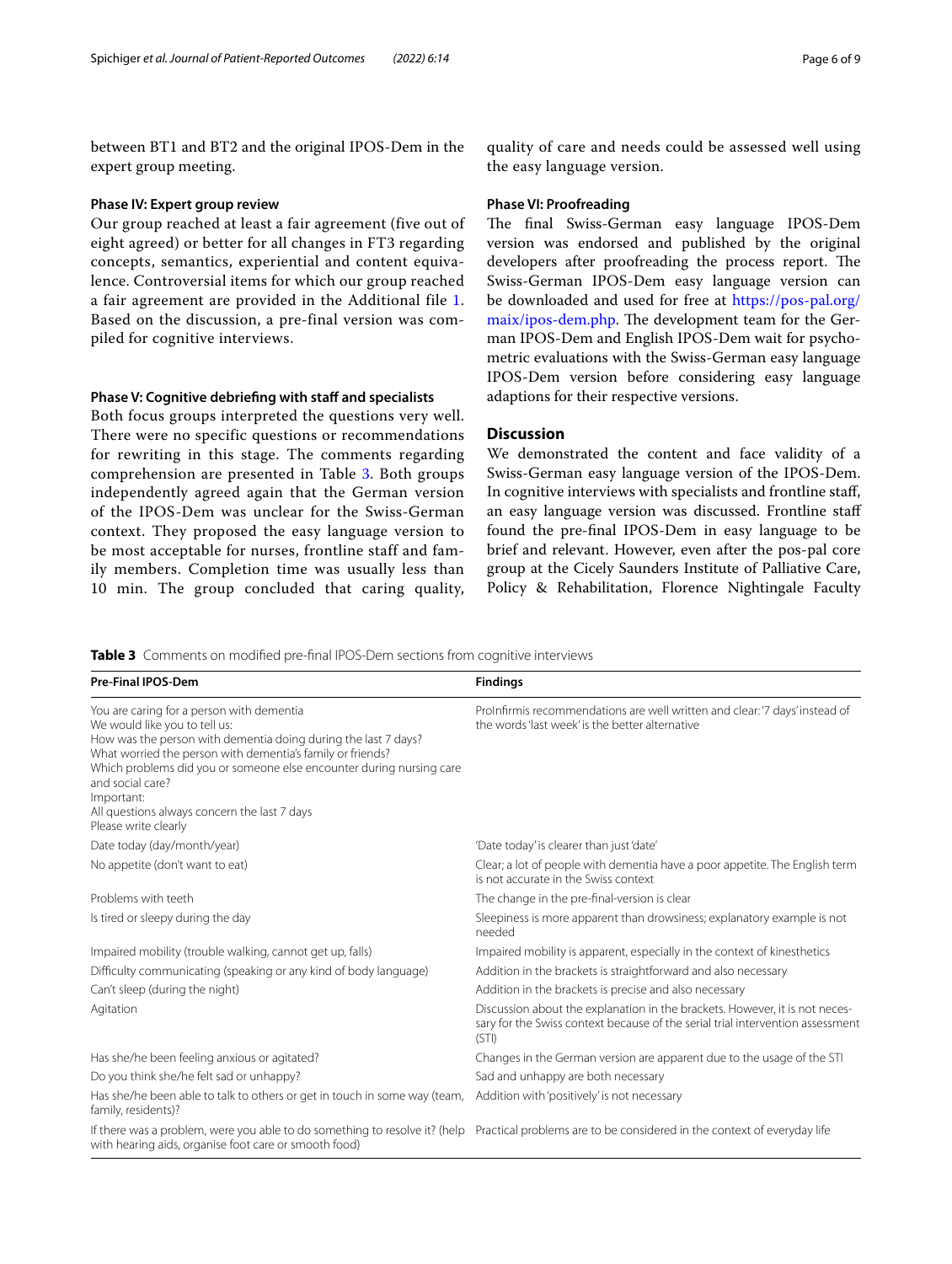between BT1 and BT2 and the original IPOS-Dem in the expert group meeting.

### Phase IV: Expert group review

Our group reached at least a fair agreement (five out of eight agreed) or better for all changes in FT3 regarding concepts, semantics, experiential and content equivalence. Controversial items for which our group reached a fair agreement are provided in the Additional file 1. Based on the discussion, a pre-final version was compiled for cognitive interviews.

### Phase V: Cognitive debriefing with staff and specialists

Both focus groups interpreted the questions very well. There were no specific questions or recommendations for rewriting in this stage. The comments regarding comprehension are presented in Table 3. Both groups independently agreed again that the German version of the IPOS-Dem was unclear for the Swiss-German context. They proposed the easy language version to be most acceptable for nurses, frontline staff and family members. Completion time was usually less than 10 min. The group concluded that caring quality, quality of care and needs could be assessed well using the easy language version.

### Phase VI: Proofreading

The final Swiss-German easy language IPOS-Dem version was endorsed and published by the original developers after proofreading the process report. The Swiss-German IPOS-Dem easy language version can be downloaded and used for free at https://pos-pal.org/maix/ipos-dem.php. The development team for the German IPOS-Dem and English IPOS-Dem wait for psychometric evaluations with the Swiss-German easy language IPOS-Dem version before considering easy language adaptions for their respective versions.

## Discussion

We demonstrated the content and face validity of a Swiss-German easy language version of the IPOS-Dem. In cognitive interviews with specialists and frontline staff, an easy language version was discussed. Frontline staff found the pre-final IPOS-Dem in easy language to be brief and relevant. However, even after the pos-pal core group at the Cicely Saunders Institute of Palliative Care, Policy & Rehabilitation, Florence Nightingale Faculty

**Table 3** Comments on modified pre-final IPOS-Dem sections from cognitive interviews

| Pre-Final IPOS-Dem | Findings |
|---|---|
| You are caring for a person with dementia<br>We would like you to tell us:<br>How was the person with dementia doing during the last 7 days?<br>What worried the person with dementia's family or friends?<br>Which problems did you or someone else encounter during nursing care and social care?<br>Important:<br>All questions always concern the last 7 days<br>Please write clearly | ProInfirmis recommendations are well written and clear: '7 days' instead of the words 'last week' is the better alternative |
| Date today (day/month/year) | 'Date today' is clearer than just 'date' |
| No appetite (don't want to eat) | Clear; a lot of people with dementia have a poor appetite. The English term is not accurate in the Swiss context |
| Problems with teeth | The change in the pre-final-version is clear |
| Is tired or sleepy during the day | Sleepiness is more apparent than drowsiness; explanatory example is not needed |
| Impaired mobility (trouble walking, cannot get up, falls) | Impaired mobility is apparent, especially in the context of kinesthetics |
| Difficulty communicating (speaking or any kind of body language) | Addition in the brackets is straightforward and also necessary |
| Can't sleep (during the night) | Addition in the brackets is precise and also necessary |
| Agitation | Discussion about the explanation in the brackets. However, it is not necessary for the Swiss context because of the serial trial intervention assessment (STI) |
| Has she/he been feeling anxious or agitated? | Changes in the German version are apparent due to the usage of the STI |
| Do you think she/he felt sad or unhappy? | Sad and unhappy are both necessary |
| Has she/he been able to talk to others or get in touch in some way (team, family, residents)? | Addition with 'positively' is not necessary |
| If there was a problem, were you able to do something to resolve it? (help with hearing aids, organise foot care or smooth food) | Practical problems are to be considered in the context of everyday life |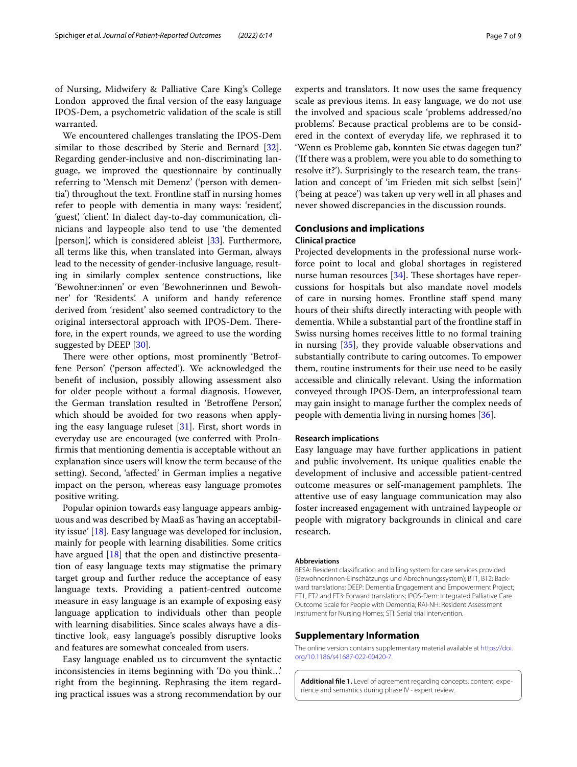of Nursing, Midwifery & Palliative Care King's College London approved the final version of the easy language IPOS-Dem, a psychometric validation of the scale is still warranted.

We encountered challenges translating the IPOS-Dem similar to those described by Sterie and Bernard [32]. Regarding gender-inclusive and non-discriminating language, we improved the questionnaire by continually referring to 'Mensch mit Demenz' ('person with dementia') throughout the text. Frontline staff in nursing homes refer to people with dementia in many ways: 'resident', 'guest', 'client'. In dialect day-to-day communication, clinicians and laypeople also tend to use 'the demented [person]', which is considered ableist [33]. Furthermore, all terms like this, when translated into German, always lead to the necessity of gender-inclusive language, resulting in similarly complex sentence constructions, like 'Bewohner:innen' or even 'Bewohnerinnen und Bewohner' for 'Residents'. A uniform and handy reference derived from 'resident' also seemed contradictory to the original intersectoral approach with IPOS-Dem. Therefore, in the expert rounds, we agreed to use the wording suggested by DEEP [30].

There were other options, most prominently 'Betroffene Person' ('person affected'). We acknowledged the benefit of inclusion, possibly allowing assessment also for older people without a formal diagnosis. However, the German translation resulted in 'Betroffene Person', which should be avoided for two reasons when applying the easy language ruleset [31]. First, short words in everyday use are encouraged (we conferred with ProInfirmis that mentioning dementia is acceptable without an explanation since users will know the term because of the setting). Second, 'affected' in German implies a negative impact on the person, whereas easy language promotes positive writing.

Popular opinion towards easy language appears ambiguous and was described by Maaß as 'having an acceptability issue' [18]. Easy language was developed for inclusion, mainly for people with learning disabilities. Some critics have argued [18] that the open and distinctive presentation of easy language texts may stigmatise the primary target group and further reduce the acceptance of easy language texts. Providing a patient-centred outcome measure in easy language is an example of exposing easy language application to individuals other than people with learning disabilities. Since scales always have a distinctive look, easy language's possibly disruptive looks and features are somewhat concealed from users.

Easy language enabled us to circumvent the syntactic inconsistencies in items beginning with 'Do you think...' right from the beginning. Rephrasing the item regarding practical issues was a strong recommendation by our experts and translators. It now uses the same frequency scale as previous items. In easy language, we do not use the involved and spacious scale 'problems addressed/no problems'. Because practical problems are to be considered in the context of everyday life, we rephrased it to 'Wenn es Probleme gab, konnten Sie etwas dagegen tun?' ('If there was a problem, were you able to do something to resolve it?'). Surprisingly to the research team, the translation and concept of 'im Frieden mit sich selbst [sein]' ('being at peace') was taken up very well in all phases and never showed discrepancies in the discussion rounds.

## Conclusions and implications

### Clinical practice

Projected developments in the professional nurse workforce point to local and global shortages in registered nurse human resources [34]. These shortages have repercussions for hospitals but also mandate novel models of care in nursing homes. Frontline staff spend many hours of their shifts directly interacting with people with dementia. While a substantial part of the frontline staff in Swiss nursing homes receives little to no formal training in nursing [35], they provide valuable observations and substantially contribute to caring outcomes. To empower them, routine instruments for their use need to be easily accessible and clinically relevant. Using the information conveyed through IPOS-Dem, an interprofessional team may gain insight to manage further the complex needs of people with dementia living in nursing homes [36].

### Research implications

Easy language may have further applications in patient and public involvement. Its unique qualities enable the development of inclusive and accessible patient-centred outcome measures or self-management pamphlets. The attentive use of easy language communication may also foster increased engagement with untrained laypeople or people with migratory backgrounds in clinical and care research.

#### Abbreviations

BESA: Resident classification and billing system for care services provided (Bewohner:innen-Einschätzungs und Abrechnungssystem); BT1, BT2: Backward translations; DEEP: Dementia Engagement and Empowerment Project; FT1, FT2 and FT3: Forward translations; IPOS-Dem: Integrated Palliative Care Outcome Scale for People with Dementia; RAI-NH: Resident Assessment Instrument for Nursing Homes; STI: Serial trial intervention.

## Supplementary Information

The online version contains supplementary material available at https://doi.org/10.1186/s41687-022-00420-7.

**Additional file 1.** Level of agreement regarding concepts, content, experience and semantics during phase IV - expert review.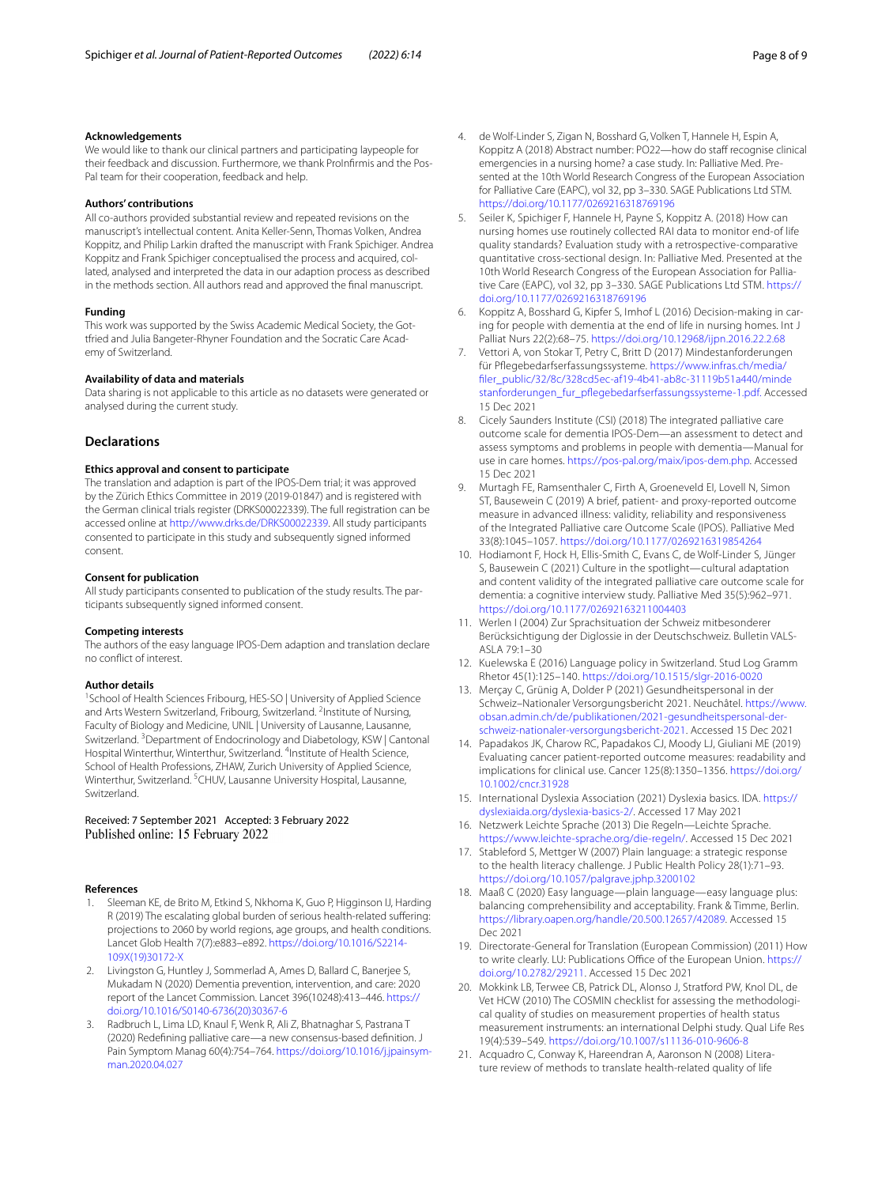#### Acknowledgements

We would like to thank our clinical partners and participating laypeople for their feedback and discussion. Furthermore, we thank ProInfirmis and the Pos-Pal team for their cooperation, feedback and help.

#### Authors' contributions

All co-authors provided substantial review and repeated revisions on the manuscript's intellectual content. Anita Keller-Senn, Thomas Volken, Andrea Koppitz, and Philip Larkin drafted the manuscript with Frank Spichiger. Andrea Koppitz and Frank Spichiger conceptualised the process and acquired, collated, analysed and interpreted the data in our adaption process as described in the methods section. All authors read and approved the final manuscript.

#### Funding

This work was supported by the Swiss Academic Medical Society, the Gottfried and Julia Bangeter-Rhyner Foundation and the Socratic Care Academy of Switzerland.

#### Availability of data and materials

Data sharing is not applicable to this article as no datasets were generated or analysed during the current study.

## Declarations

#### Ethics approval and consent to participate

The translation and adaption is part of the IPOS-Dem trial; it was approved by the Zürich Ethics Committee in 2019 (2019-01847) and is registered with the German clinical trials register (DRKS00022339). The full registration can be accessed online at http://www.drks.de/DRKS00022339. All study participants consented to participate in this study and subsequently signed informed consent.

#### Consent for publication

All study participants consented to publication of the study results. The participants subsequently signed informed consent.

#### Competing interests

The authors of the easy language IPOS-Dem adaption and translation declare no conflict of interest.

#### Author details

[1]School of Health Sciences Fribourg, HES-SO | University of Applied Science and Arts Western Switzerland, Fribourg, Switzerland. [2]Institute of Nursing, Faculty of Biology and Medicine, UNIL | University of Lausanne, Lausanne, Switzerland. [3]Department of Endocrinology and Diabetology, KSW | Cantonal Hospital Winterthur, Winterthur, Switzerland. [4]Institute of Health Science, School of Health Professions, ZHAW, Zurich University of Applied Science, Winterthur, Switzerland. [5]CHUV, Lausanne University Hospital, Lausanne, Switzerland.

Received: 7 September 2021 Accepted: 3 February 2022
Published online: 15 February 2022

#### References

1. Sleeman KE, de Brito M, Etkind S, Nkhoma K, Guo P, Higginson IJ, Harding R (2019) The escalating global burden of serious health-related suffering: projections to 2060 by world regions, age groups, and health conditions. Lancet Glob Health 7(7):e883–e892. https://doi.org/10.1016/S2214-109X(19)30172-X
2. Livingston G, Huntley J, Sommerlad A, Ames D, Ballard C, Banerjee S, Mukadam N (2020) Dementia prevention, intervention, and care: 2020 report of the Lancet Commission. Lancet 396(10248):413–446. https://doi.org/10.1016/S0140-6736(20)30367-6
3. Radbruch L, Lima LD, Knaul F, Wenk R, Ali Z, Bhatnaghar S, Pastrana T (2020) Redefining palliative care—a new consensus-based definition. J Pain Symptom Manag 60(4):754–764. https://doi.org/10.1016/j.jpainsymman.2020.04.027
4. de Wolf-Linder S, Zigan N, Bosshard G, Volken T, Hannele H, Espin A, Koppitz A (2018) Abstract number: PO22—how do staff recognise clinical emergencies in a nursing home? a case study. In: Palliative Med. Presented at the 10th World Research Congress of the European Association for Palliative Care (EAPC), vol 32, pp 3–330. SAGE Publications Ltd STM. https://doi.org/10.1177/0269216318769196
5. Seiler K, Spichiger F, Hannele H, Payne S, Koppitz A. (2018) How can nursing homes use routinely collected RAI data to monitor end-of life quality standards? Evaluation study with a retrospective-comparative quantitative cross-sectional design. In: Palliative Med. Presented at the 10th World Research Congress of the European Association for Palliative Care (EAPC), vol 32, pp 3–330. SAGE Publications Ltd STM. https://doi.org/10.1177/0269216318769196
6. Koppitz A, Bosshard G, Kipfer S, Imhof L (2016) Decision-making in caring for people with dementia at the end of life in nursing homes. Int J Palliat Nurs 22(2):68–75. https://doi.org/10.12968/ijpn.2016.22.2.68
7. Vettori A, von Stokar T, Petry C, Britt D (2017) Mindestanforderungen für Pflegebedarfserfassungssysteme. https://www.infras.ch/media/filer_public/32/8c/328cd5ec-af19-4b41-ab8c-31119b51a440/mindestanforderungen_fur_pflegebedarfserfassungssysteme-1.pdf. Accessed 15 Dec 2021
8. Cicely Saunders Institute (CSI) (2018) The integrated palliative care outcome scale for dementia IPOS-Dem—an assessment to detect and assess symptoms and problems in people with dementia—Manual for use in care homes. https://pos-pal.org/maix/ipos-dem.php. Accessed 15 Dec 2021
9. Murtagh FE, Ramsenthaler C, Firth A, Groeneveld EI, Lovell N, Simon ST, Bausewein C (2019) A brief, patient- and proxy-reported outcome measure in advanced illness: validity, reliability and responsiveness of the Integrated Palliative care Outcome Scale (IPOS). Palliative Med 33(8):1045–1057. https://doi.org/10.1177/0269216319854264
10. Hodiamont F, Hock H, Ellis-Smith C, Evans C, de Wolf-Linder S, Jünger S, Bausewein C (2021) Culture in the spotlight—cultural adaptation and content validity of the integrated palliative care outcome scale for dementia: a cognitive interview study. Palliative Med 35(5):962–971. https://doi.org/10.1177/02692163211004403
11. Werlen I (2004) Zur Sprachsituation der Schweiz mitbesonderer Berücksichtigung der Diglossie in der Deutschschweiz. Bulletin VALS-ASLA 79:1–30
12. Kuelewska E (2016) Language policy in Switzerland. Stud Log Gramm Rhetor 45(1):125–140. https://doi.org/10.1515/slgr-2016-0020
13. Merçay C, Grünig A, Dolder P (2021) Gesundheitspersonal in der Schweiz–Nationaler Versorgungsbericht 2021. Neuchâtel. https://www.obsan.admin.ch/de/publikationen/2021-gesundheitspersonal-der-schweiz-nationaler-versorgungsbericht-2021. Accessed 15 Dec 2021
14. Papadakos JK, Charow RC, Papadakos CJ, Moody LJ, Giuliani ME (2019) Evaluating cancer patient-reported outcome measures: readability and implications for clinical use. Cancer 125(8):1350–1356. https://doi.org/10.1002/cncr.31928
15. International Dyslexia Association (2021) Dyslexia basics. IDA. https://dyslexiaida.org/dyslexia-basics-2/. Accessed 17 May 2021
16. Netzwerk Leichte Sprache (2013) Die Regeln—Leichte Sprache. https://www.leichte-sprache.org/die-regeln/. Accessed 15 Dec 2021
17. Stableford S, Mettger W (2007) Plain language: a strategic response to the health literacy challenge. J Public Health Policy 28(1):71–93. https://doi.org/10.1057/palgrave.jphp.3200102
18. Maaß C (2020) Easy language—plain language—easy language plus: balancing comprehensibility and acceptability. Frank & Timme, Berlin. https://library.oapen.org/handle/20.500.12657/42089. Accessed 15 Dec 2021
19. Directorate-General for Translation (European Commission) (2011) How to write clearly. LU: Publications Office of the European Union. https://doi.org/10.2782/29211. Accessed 15 Dec 2021
20. Mokkink LB, Terwee CB, Patrick DL, Alonso J, Stratford PW, Knol DL, de Vet HCW (2010) The COSMIN checklist for assessing the methodological quality of studies on measurement properties of health status measurement instruments: an international Delphi study. Qual Life Res 19(4):539–549. https://doi.org/10.1007/s11136-010-9606-8
21. Acquadro C, Conway K, Hareendran A, Aaronson N (2008) Literature review of methods to translate health-related quality of life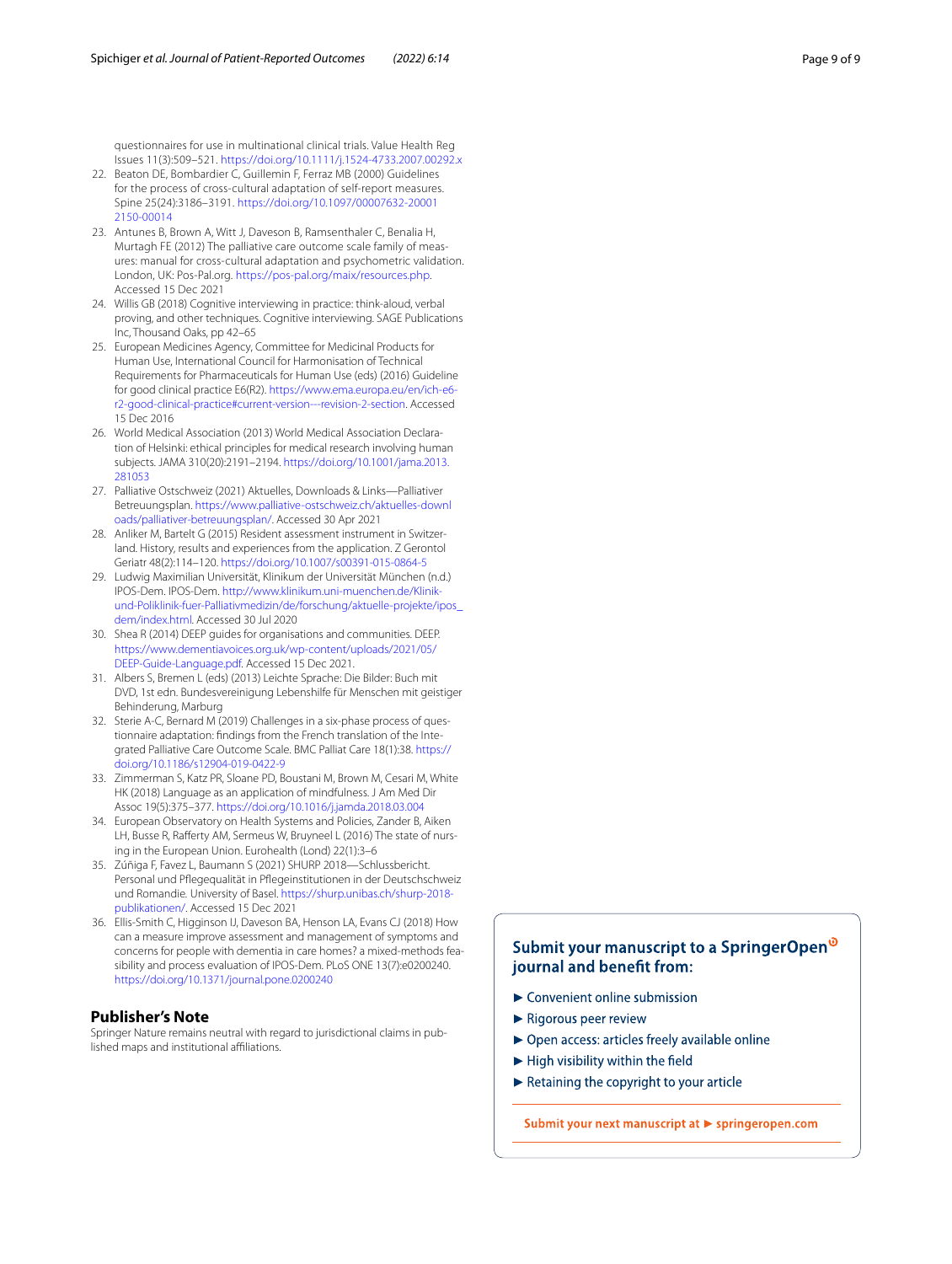questionnaires for use in multinational clinical trials. Value Health Reg Issues 11(3):509–521. https://doi.org/10.1111/j.1524-4733.2007.00292.x

22. Beaton DE, Bombardier C, Guillemin F, Ferraz MB (2000) Guidelines for the process of cross-cultural adaptation of self-report measures. Spine 25(24):3186–3191. https://doi.org/10.1097/00007632-200012150-00014
23. Antunes B, Brown A, Witt J, Daveson B, Ramsenthaler C, Benalia H, Murtagh FE (2012) The palliative care outcome scale family of measures: manual for cross-cultural adaptation and psychometric validation. London, UK: Pos-Pal.org. https://pos-pal.org/maix/resources.php. Accessed 15 Dec 2021
24. Willis GB (2018) Cognitive interviewing in practice: think-aloud, verbal proving, and other techniques. Cognitive interviewing. SAGE Publications Inc, Thousand Oaks, pp 42–65
25. European Medicines Agency, Committee for Medicinal Products for Human Use, International Council for Harmonisation of Technical Requirements for Pharmaceuticals for Human Use (eds) (2016) Guideline for good clinical practice E6(R2). https://www.ema.europa.eu/en/ich-e6-r2-good-clinical-practice#current-version---revision-2-section. Accessed 15 Dec 2016
26. World Medical Association (2013) World Medical Association Declaration of Helsinki: ethical principles for medical research involving human subjects. JAMA 310(20):2191–2194. https://doi.org/10.1001/jama.2013.281053
27. Palliative Ostschweiz (2021) Aktuelles, Downloads & Links—Palliativer Betreuungsplan. https://www.palliative-ostschweiz.ch/aktuelles-downloads/palliativer-betreuungsplan/. Accessed 30 Apr 2021
28. Anliker M, Bartelt G (2015) Resident assessment instrument in Switzerland. History, results and experiences from the application. Z Gerontol Geriatr 48(2):114–120. https://doi.org/10.1007/s00391-015-0864-5
29. Ludwig Maximilian Universität, Klinikum der Universität München (n.d.) IPOS-Dem. IPOS-Dem. http://www.klinikum.uni-muenchen.de/Klinik-und-Poliklinik-fuer-Palliativmedizin/de/forschung/aktuelle-projekte/ipos_dem/index.html. Accessed 30 Jul 2020
30. Shea R (2014) DEEP guides for organisations and communities. DEEP. https://www.dementiavoices.org.uk/wp-content/uploads/2021/05/DEEP-Guide-Language.pdf. Accessed 15 Dec 2021.
31. Albers S, Bremen L (eds) (2013) Leichte Sprache: Die Bilder: Buch mit DVD, 1st edn. Bundesvereinigung Lebenshilfe für Menschen mit geistiger Behinderung, Marburg
32. Sterie A-C, Bernard M (2019) Challenges in a six-phase process of questionnaire adaptation: findings from the French translation of the Integrated Palliative Care Outcome Scale. BMC Palliat Care 18(1):38. https://doi.org/10.1186/s12904-019-0422-9
33. Zimmerman S, Katz PR, Sloane PD, Boustani M, Brown M, Cesari M, White HK (2018) Language as an application of mindfulness. J Am Med Dir Assoc 19(5):375–377. https://doi.org/10.1016/j.jamda.2018.03.004
34. European Observatory on Health Systems and Policies, Zander B, Aiken LH, Busse R, Rafferty AM, Sermeus W, Bruyneel L (2016) The state of nursing in the European Union. Eurohealth (Lond) 22(1):3–6
35. Zúñiga F, Favez L, Baumann S (2021) SHURP 2018—Schlussbericht. Personal und Pflegequalität in Pflegeinstitutionen in der Deutschschweiz und Romandie. University of Basel. https://shurp.unibas.ch/shurp-2018-publikationen/. Accessed 15 Dec 2021
36. Ellis-Smith C, Higginson IJ, Daveson BA, Henson LA, Evans CJ (2018) How can a measure improve assessment and management of symptoms and concerns for people with dementia in care homes? a mixed-methods feasibility and process evaluation of IPOS-Dem. PLoS ONE 13(7):e0200240. https://doi.org/10.1371/journal.pone.0200240

## Publisher's Note

Springer Nature remains neutral with regard to jurisdictional claims in published maps and institutional affiliations.

**Submit your manuscript to a SpringerOpen journal and benefit from:**

- Convenient online submission
- Rigorous peer review
- Open access: articles freely available online
- High visibility within the field
- Retaining the copyright to your article

**Submit your next manuscript at ► springeropen.com**